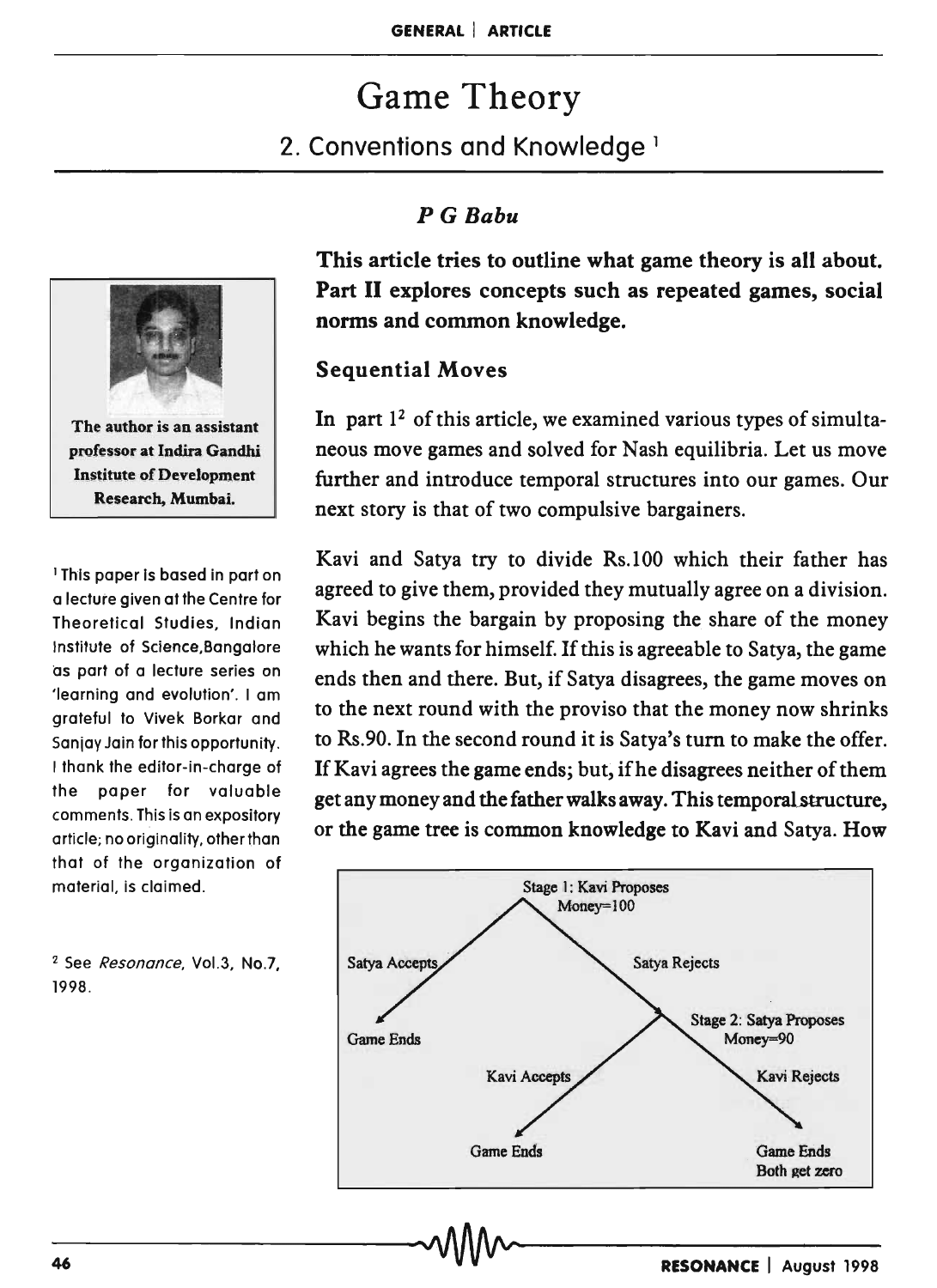# Game Theory

## 2. Conventions and Knowledge [1]

*P G Babu*

The author is an assistant professor at Indira Gandhi Institute of Development Research, Mumbai.

**This article tries to outline what game theory is all about. Part II explores concepts such as repeated games, social norms and common knowledge.**

### Sequential Moves

In part 1[2] of this article, we examined various types of simultaneous move games and solved for Nash equilibria. Let us move further and introduce temporal structures into our games. Our next story is that of two compulsive bargainers.

Kavi and Satya try to divide Rs.100 which their father has agreed to give them, provided they mutually agree on a division. Kavi begins the bargain by proposing the share of the money which he wants for himself. If this is agreeable to Satya, the game ends then and there. But, if Satya disagrees, the game moves on to the next round with the proviso that the money now shrinks to Rs.90. In the second round it is Satya's turn to make the offer. If Kavi agrees the game ends; but, if he disagrees neither of them get any money and the father walks away. This temporal structure, or the game tree is common knowledge to Kavi and Satya. How

Stage 1: Kavi Proposes
Money=100

Satya Accepts → Game Ends

Satya Rejects → Stage 2: Satya Proposes
Money=90

Kavi Accepts → Game Ends

Kavi Rejects → Game Ends
Both get zero

[1] This paper is based in part on a lecture given at the Centre for Theoretical Studies, Indian Institute of Science, Bangalore as part of a lecture series on 'learning and evolution'. I am grateful to Vivek Borkar and Sanjay Jain for this opportunity. I thank the editor-in-charge of the paper for valuable comments. This is an expository article; no originality, other than that of the organization of material, is claimed.

[2] See *Resonance*, Vol.3, No.7, 1998.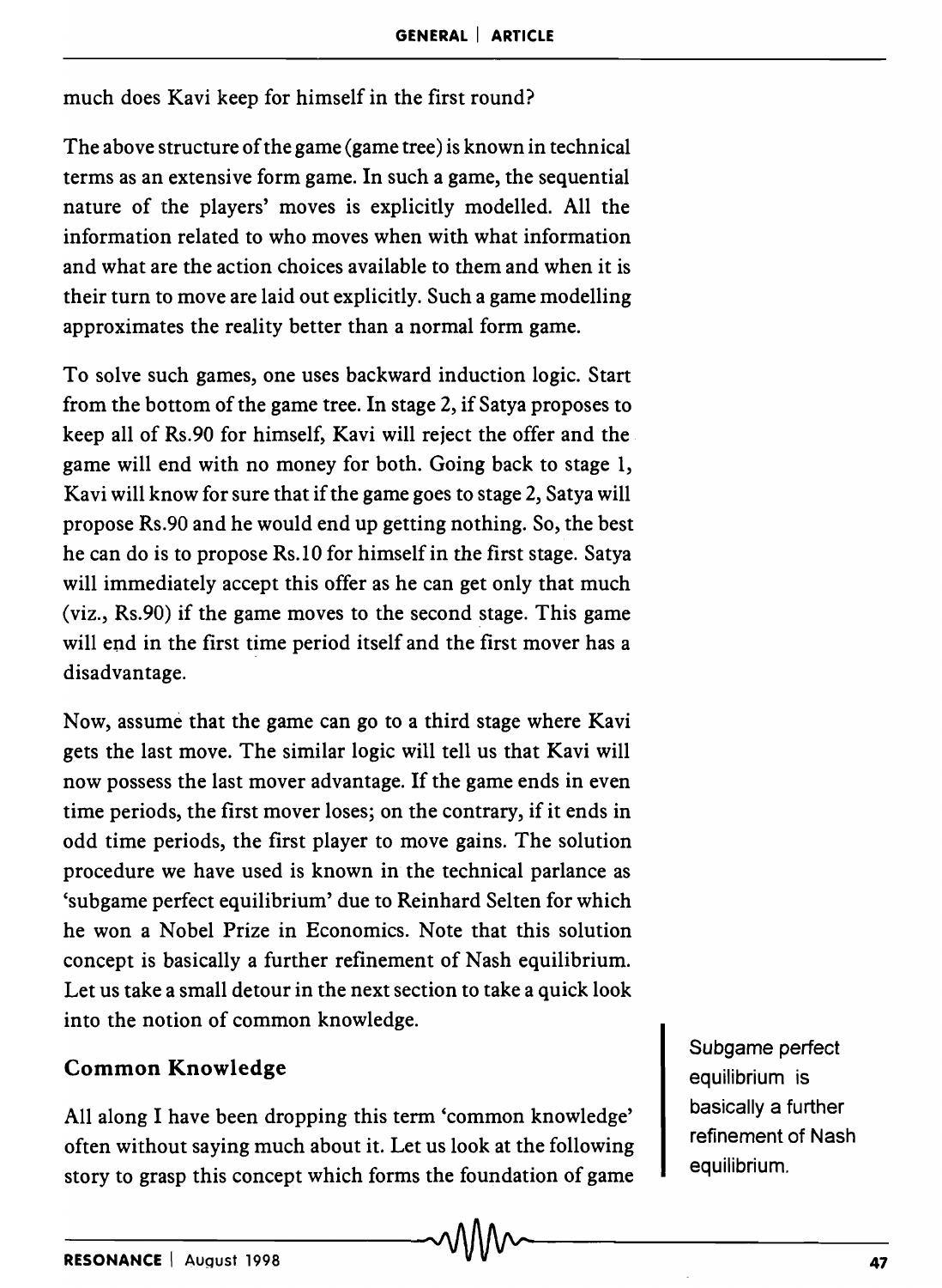much does Kavi keep for himself in the first round?

The above structure of the game (game tree) is known in technical terms as an extensive form game. In such a game, the sequential nature of the players' moves is explicitly modelled. All the information related to who moves when with what information and what are the action choices available to them and when it is their turn to move are laid out explicitly. Such a game modelling approximates the reality better than a normal form game.

To solve such games, one uses backward induction logic. Start from the bottom of the game tree. In stage 2, if Satya proposes to keep all of Rs.90 for himself, Kavi will reject the offer and the game will end with no money for both. Going back to stage 1, Kavi will know for sure that if the game goes to stage 2, Satya will propose Rs.90 and he would end up getting nothing. So, the best he can do is to propose Rs.10 for himself in the first stage. Satya will immediately accept this offer as he can get only that much (viz., Rs.90) if the game moves to the second stage. This game will end in the first time period itself and the first mover has a disadvantage.

Now, assume that the game can go to a third stage where Kavi gets the last move. The similar logic will tell us that Kavi will now possess the last mover advantage. If the game ends in even time periods, the first mover loses; on the contrary, if it ends in odd time periods, the first player to move gains. The solution procedure we have used is known in the technical parlance as 'subgame perfect equilibrium' due to Reinhard Selten for which he won a Nobel Prize in Economics. Note that this solution concept is basically a further refinement of Nash equilibrium. Let us take a small detour in the next section to take a quick look into the notion of common knowledge.

Subgame perfect equilibrium is basically a further refinement of Nash equilibrium.

## Common Knowledge

All along I have been dropping this term 'common knowledge' often without saying much about it. Let us look at the following story to grasp this concept which forms the foundation of game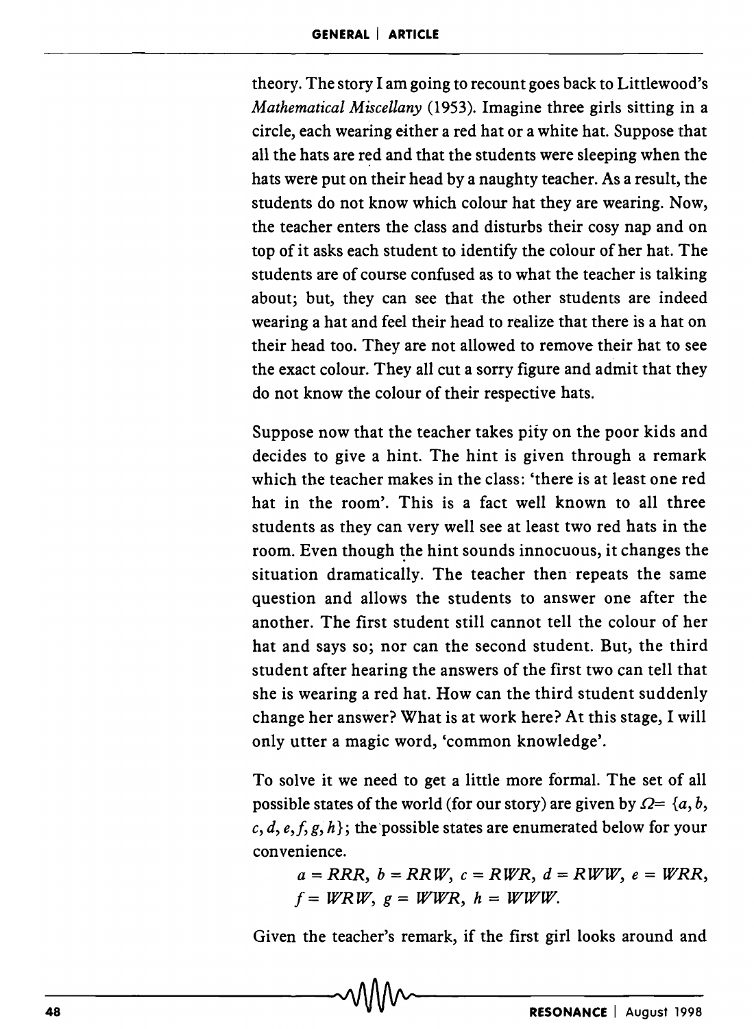theory. The story I am going to recount goes back to Littlewood's *Mathematical Miscellany* (1953). Imagine three girls sitting in a circle, each wearing either a red hat or a white hat. Suppose that all the hats are red and that the students were sleeping when the hats were put on their head by a naughty teacher. As a result, the students do not know which colour hat they are wearing. Now, the teacher enters the class and disturbs their cosy nap and on top of it asks each student to identify the colour of her hat. The students are of course confused as to what the teacher is talking about; but, they can see that the other students are indeed wearing a hat and feel their head to realize that there is a hat on their head too. They are not allowed to remove their hat to see the exact colour. They all cut a sorry figure and admit that they do not know the colour of their respective hats.

Suppose now that the teacher takes pity on the poor kids and decides to give a hint. The hint is given through a remark which the teacher makes in the class: 'there is at least one red hat in the room'. This is a fact well known to all three students as they can very well see at least two red hats in the room. Even though the hint sounds innocuous, it changes the situation dramatically. The teacher then repeats the same question and allows the students to answer one after the another. The first student still cannot tell the colour of her hat and says so; nor can the second student. But, the third student after hearing the answers of the first two can tell that she is wearing a red hat. How can the third student suddenly change her answer? What is at work here? At this stage, I will only utter a magic word, 'common knowledge'.

To solve it we need to get a little more formal. The set of all possible states of the world (for our story) are given by $\Omega = \{a, b, c, d, e, f, g, h\}$; the possible states are enumerated below for your convenience.

$$a = RRR,\ b = RRW,\ c = RWR,\ d = RWW,\ e = WRR,$$
$$f = WRW,\ g = WWR,\ h = WWW.$$

Given the teacher's remark, if the first girl looks around and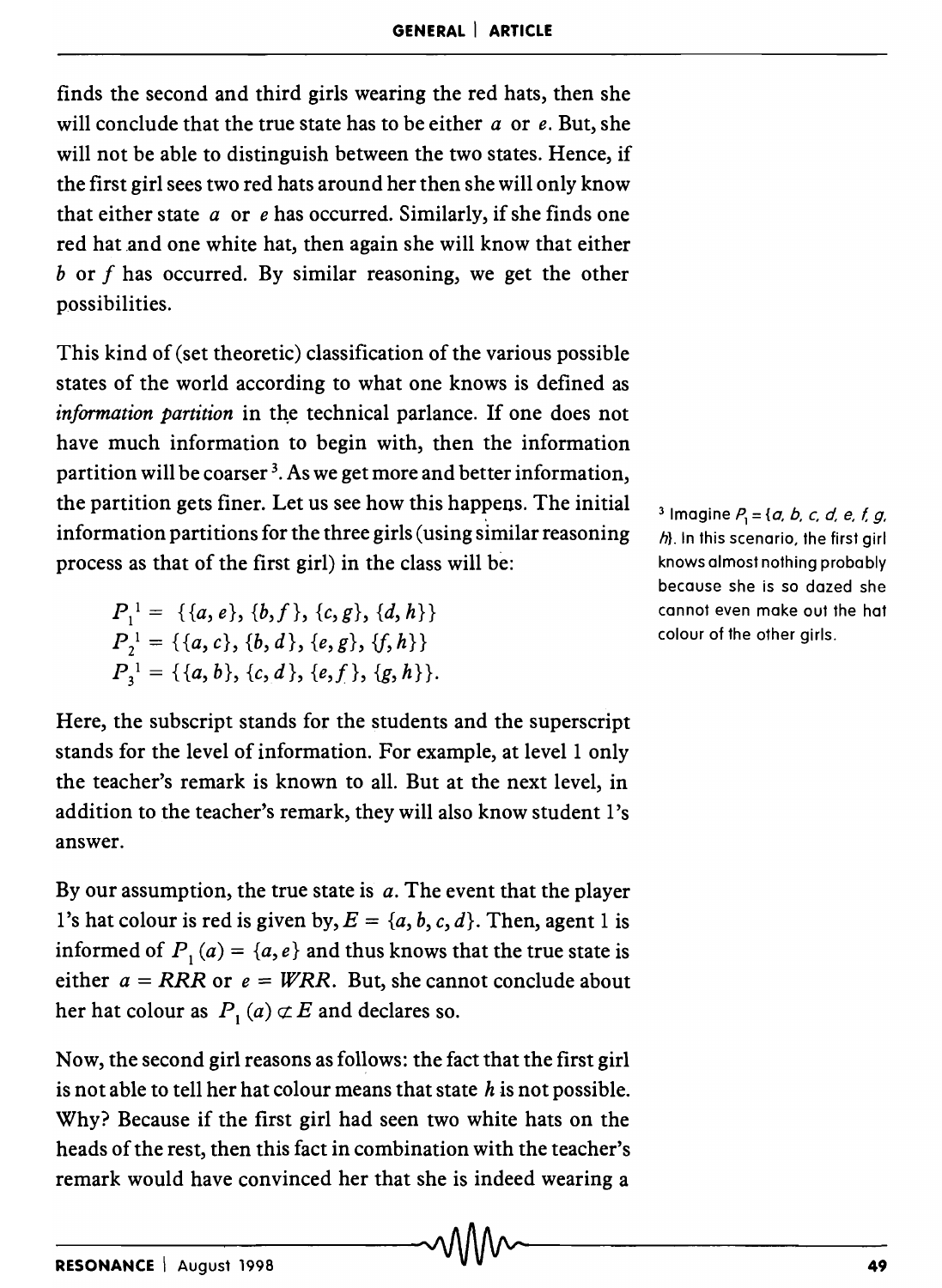finds the second and third girls wearing the red hats, then she will conclude that the true state has to be either $a$ or $e$. But, she will not be able to distinguish between the two states. Hence, if the first girl sees two red hats around her then she will only know that either state $a$ or $e$ has occurred. Similarly, if she finds one red hat and one white hat, then again she will know that either $b$ or $f$ has occurred. By similar reasoning, we get the other possibilities.

This kind of (set theoretic) classification of the various possible states of the world according to what one knows is defined as *information partition* in the technical parlance. If one does not have much information to begin with, then the information partition will be coarser [3]. As we get more and better information, the partition gets finer. Let us see how this happens. The initial information partitions for the three girls (using similar reasoning process as that of the first girl) in the class will be:

[3] Imagine $P_1 = \{a, b, c, d, e, f, g, h\}$. In this scenario, the first girl knows almost nothing probably because she is so dazed she cannot even make out the hat colour of the other girls.

$$P_1^1 = \{\{a, e\}, \{b, f\}, \{c, g\}, \{d, h\}\}$$
$$P_2^1 = \{\{a, c\}, \{b, d\}, \{e, g\}, \{f, h\}\}$$
$$P_3^1 = \{\{a, b\}, \{c, d\}, \{e, f\}, \{g, h\}\}.$$

Here, the subscript stands for the students and the superscript stands for the level of information. For example, at level 1 only the teacher's remark is known to all. But at the next level, in addition to the teacher's remark, they will also know student 1's answer.

By our assumption, the true state is $a$. The event that the player 1's hat colour is red is given by, $E = \{a, b, c, d\}$. Then, agent 1 is informed of $P_1(a) = \{a, e\}$ and thus knows that the true state is either $a = RRR$ or $e = WRR$. But, she cannot conclude about her hat colour as $P_1(a) \not\subset E$ and declares so.

Now, the second girl reasons as follows: the fact that the first girl is not able to tell her hat colour means that state $h$ is not possible. Why? Because if the first girl had seen two white hats on the heads of the rest, then this fact in combination with the teacher's remark would have convinced her that she is indeed wearing a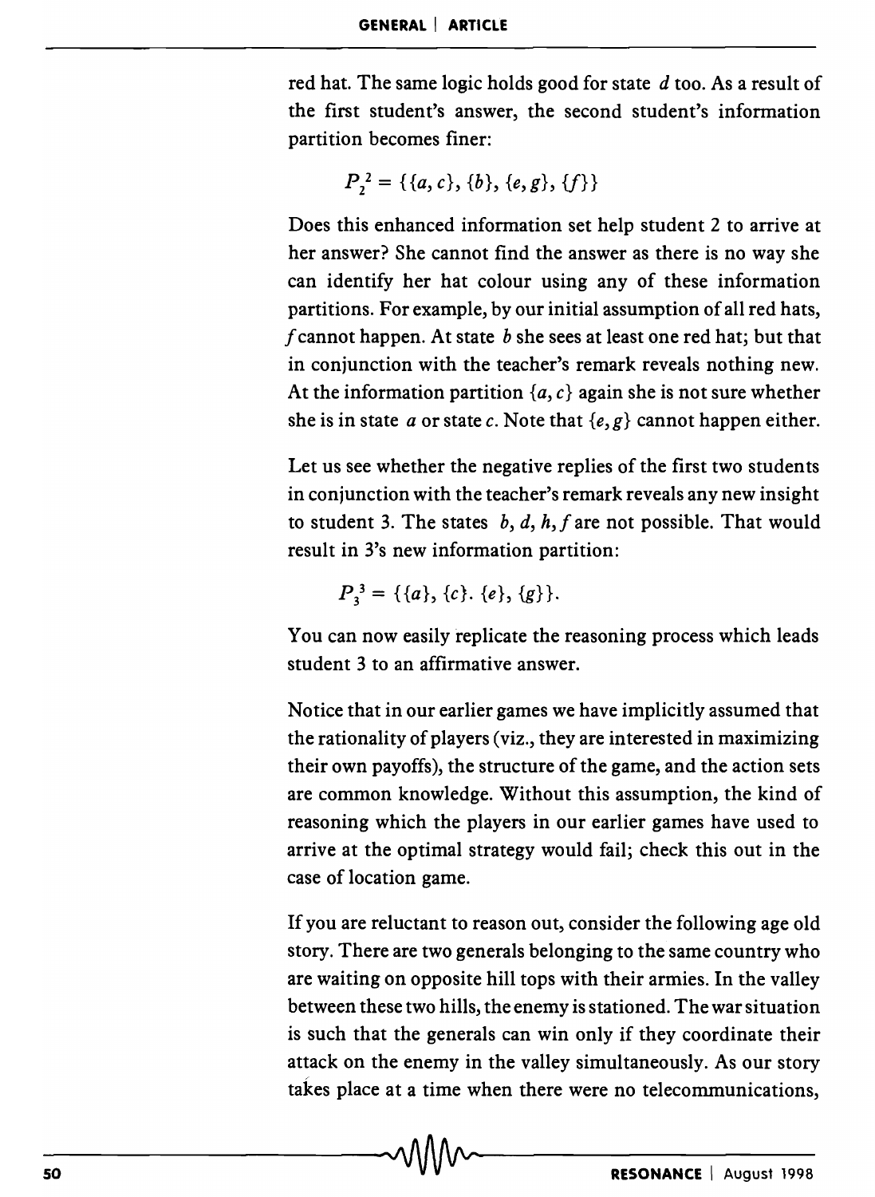red hat. The same logic holds good for state $d$ too. As a result of the first student's answer, the second student's information partition becomes finer:

$$P_2^2 = \{\{a, c\}, \{b\}, \{e, g\}, \{f\}\}$$

Does this enhanced information set help student 2 to arrive at her answer? She cannot find the answer as there is no way she can identify her hat colour using any of these information partitions. For example, by our initial assumption of all red hats, $f$ cannot happen. At state $b$ she sees at least one red hat; but that in conjunction with the teacher's remark reveals nothing new. At the information partition $\{a, c\}$ again she is not sure whether she is in state $a$ or state $c$. Note that $\{e, g\}$ cannot happen either.

Let us see whether the negative replies of the first two students in conjunction with the teacher's remark reveals any new insight to student 3. The states $b, d, h, f$ are not possible. That would result in 3's new information partition:

$$P_3^3 = \{\{a\}, \{c\}. \{e\}, \{g\}\}.$$

You can now easily replicate the reasoning process which leads student 3 to an affirmative answer.

Notice that in our earlier games we have implicitly assumed that the rationality of players (viz., they are interested in maximizing their own payoffs), the structure of the game, and the action sets are common knowledge. Without this assumption, the kind of reasoning which the players in our earlier games have used to arrive at the optimal strategy would fail; check this out in the case of location game.

If you are reluctant to reason out, consider the following age old story. There are two generals belonging to the same country who are waiting on opposite hill tops with their armies. In the valley between these two hills, the enemy is stationed. The war situation is such that the generals can win only if they coordinate their attack on the enemy in the valley simultaneously. As our story takes place at a time when there were no telecommunications,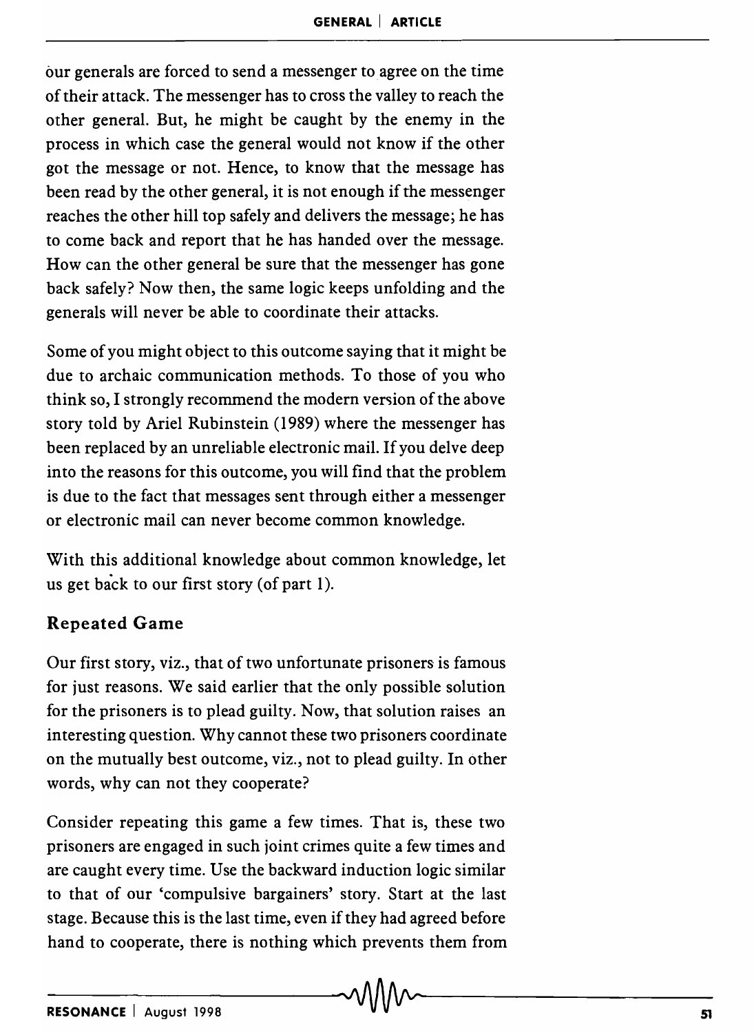our generals are forced to send a messenger to agree on the time of their attack. The messenger has to cross the valley to reach the other general. But, he might be caught by the enemy in the process in which case the general would not know if the other got the message or not. Hence, to know that the message has been read by the other general, it is not enough if the messenger reaches the other hill top safely and delivers the message; he has to come back and report that he has handed over the message. How can the other general be sure that the messenger has gone back safely? Now then, the same logic keeps unfolding and the generals will never be able to coordinate their attacks.

Some of you might object to this outcome saying that it might be due to archaic communication methods. To those of you who think so, I strongly recommend the modern version of the above story told by Ariel Rubinstein (1989) where the messenger has been replaced by an unreliable electronic mail. If you delve deep into the reasons for this outcome, you will find that the problem is due to the fact that messages sent through either a messenger or electronic mail can never become common knowledge.

With this additional knowledge about common knowledge, let us get back to our first story (of part 1).

## Repeated Game

Our first story, viz., that of two unfortunate prisoners is famous for just reasons. We said earlier that the only possible solution for the prisoners is to plead guilty. Now, that solution raises an interesting question. Why cannot these two prisoners coordinate on the mutually best outcome, viz., not to plead guilty. In other words, why can not they cooperate?

Consider repeating this game a few times. That is, these two prisoners are engaged in such joint crimes quite a few times and are caught every time. Use the backward induction logic similar to that of our 'compulsive bargainers' story. Start at the last stage. Because this is the last time, even if they had agreed before hand to cooperate, there is nothing which prevents them from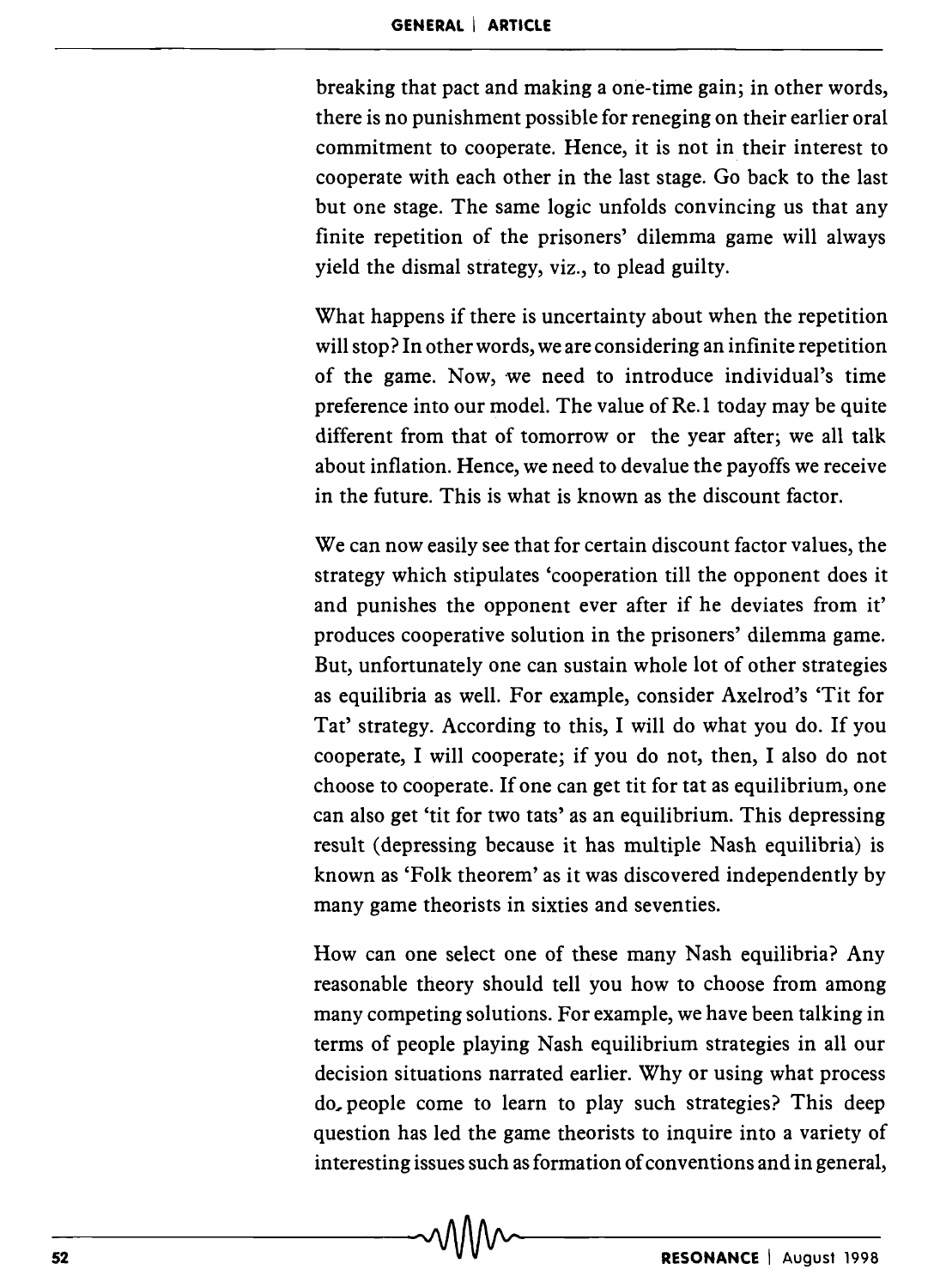breaking that pact and making a one-time gain; in other words, there is no punishment possible for reneging on their earlier oral commitment to cooperate. Hence, it is not in their interest to cooperate with each other in the last stage. Go back to the last but one stage. The same logic unfolds convincing us that any finite repetition of the prisoners' dilemma game will always yield the dismal strategy, viz., to plead guilty.

What happens if there is uncertainty about when the repetition will stop? In other words, we are considering an infinite repetition of the game. Now, we need to introduce individual's time preference into our model. The value of Re.1 today may be quite different from that of tomorrow or the year after; we all talk about inflation. Hence, we need to devalue the payoffs we receive in the future. This is what is known as the discount factor.

We can now easily see that for certain discount factor values, the strategy which stipulates 'cooperation till the opponent does it and punishes the opponent ever after if he deviates from it' produces cooperative solution in the prisoners' dilemma game. But, unfortunately one can sustain whole lot of other strategies as equilibria as well. For example, consider Axelrod's 'Tit for Tat' strategy. According to this, I will do what you do. If you cooperate, I will cooperate; if you do not, then, I also do not choose to cooperate. If one can get tit for tat as equilibrium, one can also get 'tit for two tats' as an equilibrium. This depressing result (depressing because it has multiple Nash equilibria) is known as 'Folk theorem' as it was discovered independently by many game theorists in sixties and seventies.

How can one select one of these many Nash equilibria? Any reasonable theory should tell you how to choose from among many competing solutions. For example, we have been talking in terms of people playing Nash equilibrium strategies in all our decision situations narrated earlier. Why or using what process do people come to learn to play such strategies? This deep question has led the game theorists to inquire into a variety of interesting issues such as formation of conventions and in general,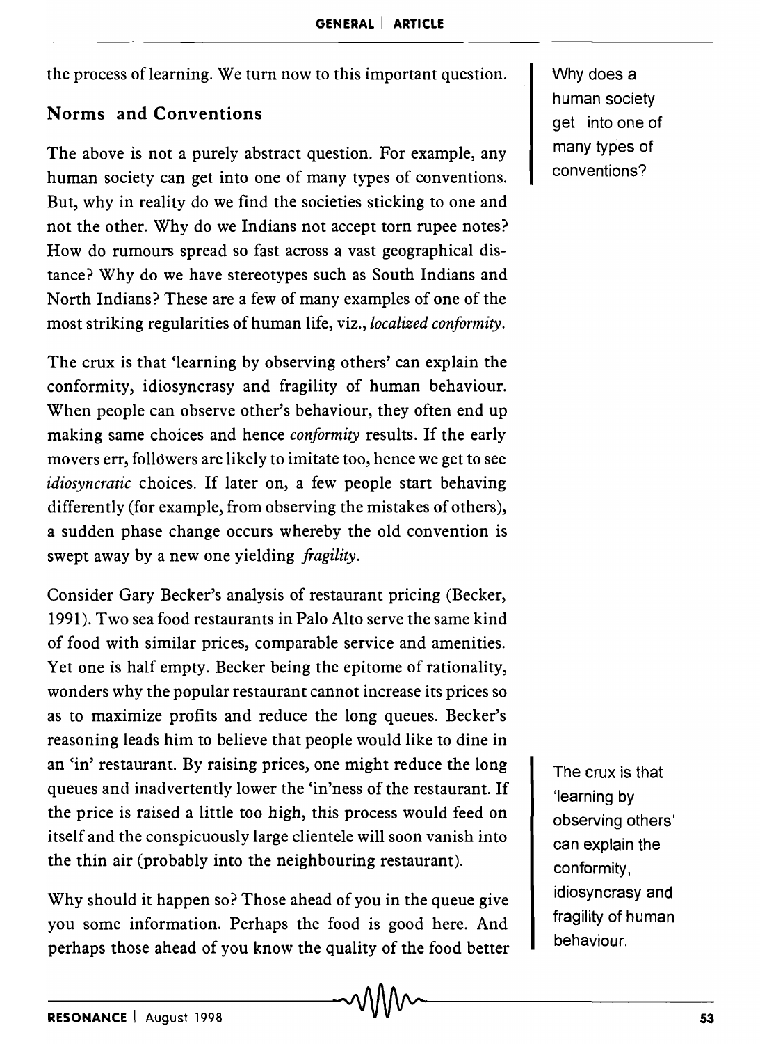the process of learning. We turn now to this important question.

## Norms and Conventions

The above is not a purely abstract question. For example, any human society can get into one of many types of conventions. But, why in reality do we find the societies sticking to one and not the other. Why do we Indians not accept torn rupee notes? How do rumours spread so fast across a vast geographical distance? Why do we have stereotypes such as South Indians and North Indians? These are a few of many examples of one of the most striking regularities of human life, viz., *localized conformity*.

Why does a human society get into one of many types of conventions?

The crux is that 'learning by observing others' can explain the conformity, idiosyncrasy and fragility of human behaviour. When people can observe other's behaviour, they often end up making same choices and hence *conformity* results. If the early movers err, followers are likely to imitate too, hence we get to see *idiosyncratic* choices. If later on, a few people start behaving differently (for example, from observing the mistakes of others), a sudden phase change occurs whereby the old convention is swept away by a new one yielding *fragility*.

Consider Gary Becker's analysis of restaurant pricing (Becker, 1991). Two sea food restaurants in Palo Alto serve the same kind of food with similar prices, comparable service and amenities. Yet one is half empty. Becker being the epitome of rationality, wonders why the popular restaurant cannot increase its prices so as to maximize profits and reduce the long queues. Becker's reasoning leads him to believe that people would like to dine in an 'in' restaurant. By raising prices, one might reduce the long queues and inadvertently lower the 'in'ness of the restaurant. If the price is raised a little too high, this process would feed on itself and the conspicuously large clientele will soon vanish into the thin air (probably into the neighbouring restaurant).

The crux is that 'learning by observing others' can explain the conformity, idiosyncrasy and fragility of human behaviour.

Why should it happen so? Those ahead of you in the queue give you some information. Perhaps the food is good here. And perhaps those ahead of you know the quality of the food better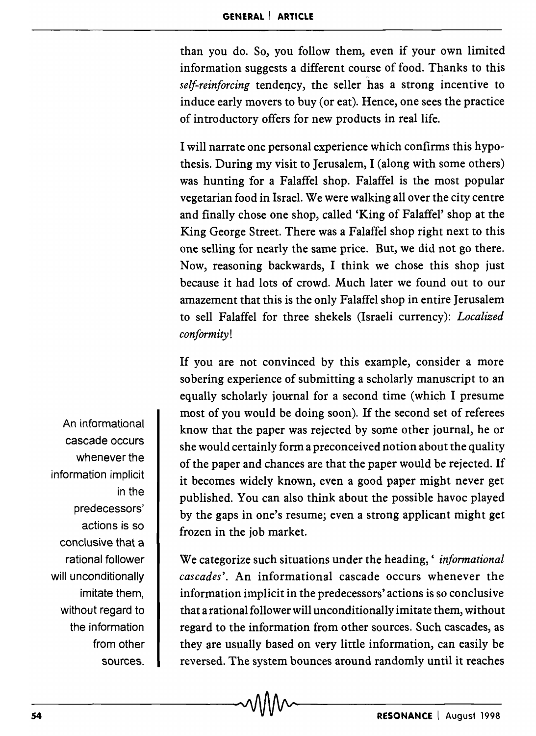than you do. So, you follow them, even if your own limited information suggests a different course of food. Thanks to this *self-reinforcing* tendency, the seller has a strong incentive to induce early movers to buy (or eat). Hence, one sees the practice of introductory offers for new products in real life.

I will narrate one personal experience which confirms this hypothesis. During my visit to Jerusalem, I (along with some others) was hunting for a Falaffel shop. Falaffel is the most popular vegetarian food in Israel. We were walking all over the city centre and finally chose one shop, called 'King of Falaffel' shop at the King George Street. There was a Falaffel shop right next to this one selling for nearly the same price. But, we did not go there. Now, reasoning backwards, I think we chose this shop just because it had lots of crowd. Much later we found out to our amazement that this is the only Falaffel shop in entire Jerusalem to sell Falaffel for three shekels (Israeli currency): *Localized conformity*!

If you are not convinced by this example, consider a more sobering experience of submitting a scholarly manuscript to an equally scholarly journal for a second time (which I presume most of you would be doing soon). If the second set of referees know that the paper was rejected by some other journal, he or she would certainly form a preconceived notion about the quality of the paper and chances are that the paper would be rejected. If it becomes widely known, even a good paper might never get published. You can also think about the possible havoc played by the gaps in one's resume; even a strong applicant might get frozen in the job market.

> An informational cascade occurs whenever the information implicit in the predecessors' actions is so conclusive that a rational follower will unconditionally imitate them, without regard to the information from other sources.

We categorize such situations under the heading, '*informational cascades*'. An informational cascade occurs whenever the information implicit in the predecessors' actions is so conclusive that a rational follower will unconditionally imitate them, without regard to the information from other sources. Such cascades, as they are usually based on very little information, can easily be reversed. The system bounces around randomly until it reaches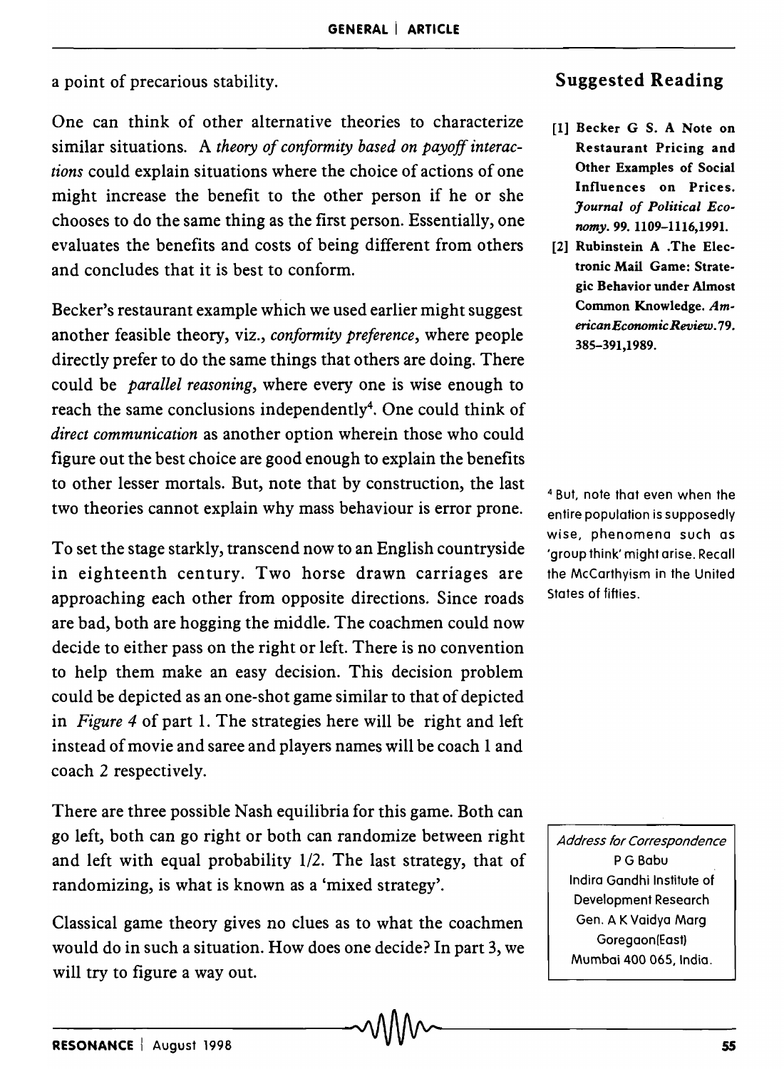a point of precarious stability.

One can think of other alternative theories to characterize similar situations. A *theory of conformity based on payoff interactions* could explain situations where the choice of actions of one might increase the benefit to the other person if he or she chooses to do the same thing as the first person. Essentially, one evaluates the benefits and costs of being different from others and concludes that it is best to conform.

Becker's restaurant example which we used earlier might suggest another feasible theory, viz., *conformity preference*, where people directly prefer to do the same things that others are doing. There could be *parallel reasoning*, where every one is wise enough to reach the same conclusions independently[4]. One could think of *direct communication* as another option wherein those who could figure out the best choice are good enough to explain the benefits to other lesser mortals. But, note that by construction, the last two theories cannot explain why mass behaviour is error prone.

To set the stage starkly, transcend now to an English countryside in eighteenth century. Two horse drawn carriages are approaching each other from opposite directions. Since roads are bad, both are hogging the middle. The coachmen could now decide to either pass on the right or left. There is no convention to help them make an easy decision. This decision problem could be depicted as an one-shot game similar to that of depicted in *Figure 4* of part 1. The strategies here will be right and left instead of movie and saree and players names will be coach 1 and coach 2 respectively.

There are three possible Nash equilibria for this game. Both can go left, both can go right or both can randomize between right and left with equal probability 1/2. The last strategy, that of randomizing, is what is known as a 'mixed strategy'.

Classical game theory gives no clues as to what the coachmen would do in such a situation. How does one decide? In part 3, we will try to figure a way out.

[4] But, note that even when the entire population is supposedly wise, phenomena such as 'group think' might arise. Recall the McCarthyism in the United States of fifties.

## Suggested Reading

[1] Becker G S. A Note on Restaurant Pricing and Other Examples of Social Influences on Prices. *Journal of Political Economy*. 99. 1109–1116,1991.

[2] Rubinstein A .The Electronic Mail Game: Strategic Behavior under Almost Common Knowledge. *American Economic Review*. 79. 385–391,1989.

*Address for Correspondence*
P G Babu
Indira Gandhi Institute of Development Research
Gen. A K Vaidya Marg
Goregaon(East)
Mumbai 400 065, India.